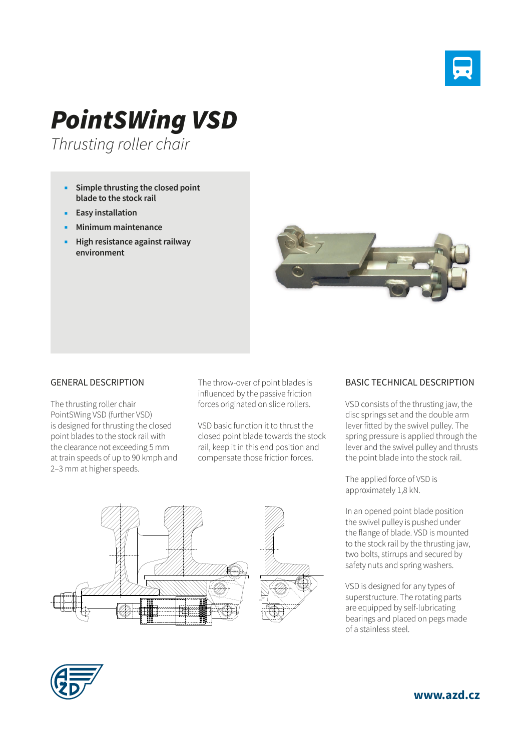# PointSWing VSD

*Thrusting roller chair*

- **Simple thrusting the closed point blade to the stock rail**
- **Easy installation**
- **Minimum maintenance**
- **High resistance against railway environment**

## GENERAL DESCRIPTION

The thrusting roller chair PointSWing VSD (further VSD) is designed for thrusting the closed point blades to the stock rail with the clearance not exceeding 5 mm at train speeds of up to 90 kmph and 2–3 mm at higher speeds.

The throw-over of point blades is influenced by the passive friction forces originated on slide rollers.

VSD basic function it to thrust the closed point blade towards the stock rail, keep it in this end position and compensate those friction forces.

## BASIC TECHNICAL DESCRIPTION

VSD consists of the thrusting jaw, the disc springs set and the double arm lever fitted by the swivel pulley. The spring pressure is applied through the lever and the swivel pulley and thrusts the point blade into the stock rail.

The applied force of VSD is approximately 1,8 kN.

In an opened point blade position the swivel pulley is pushed under the flange of blade. VSD is mounted to the stock rail by the thrusting jaw, two bolts, stirrups and secured by safety nuts and spring washers.

VSD is designed for any types of superstructure. The rotating parts are equipped by self-lubricating bearings and placed on pegs made of a stainless steel.

www.azd.cz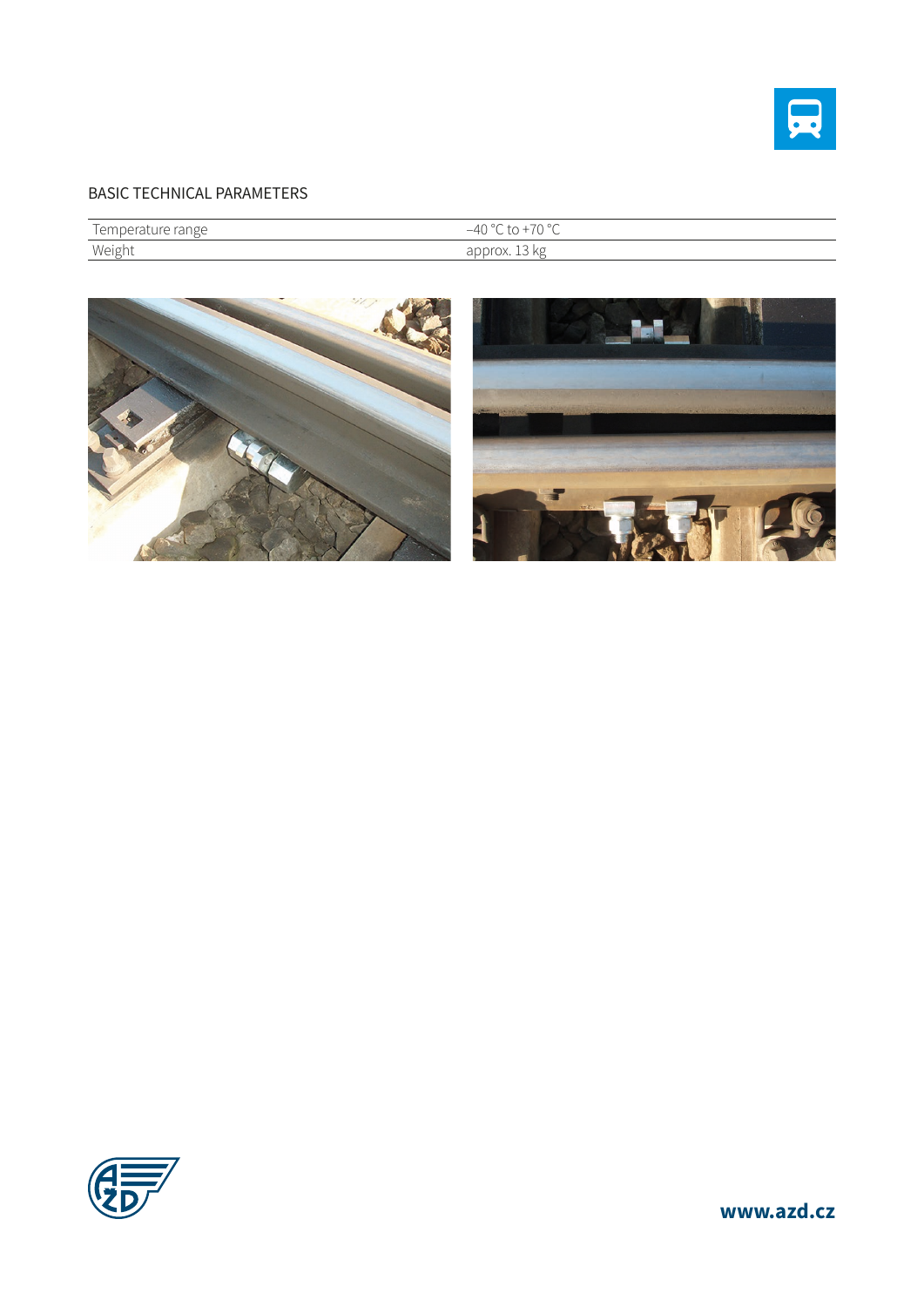BASIC TECHNICAL PARAMETERS

| | |
|---|---|
| Temperature range | −40 °C to +70 °C |
| Weight | approx. 13 kg |